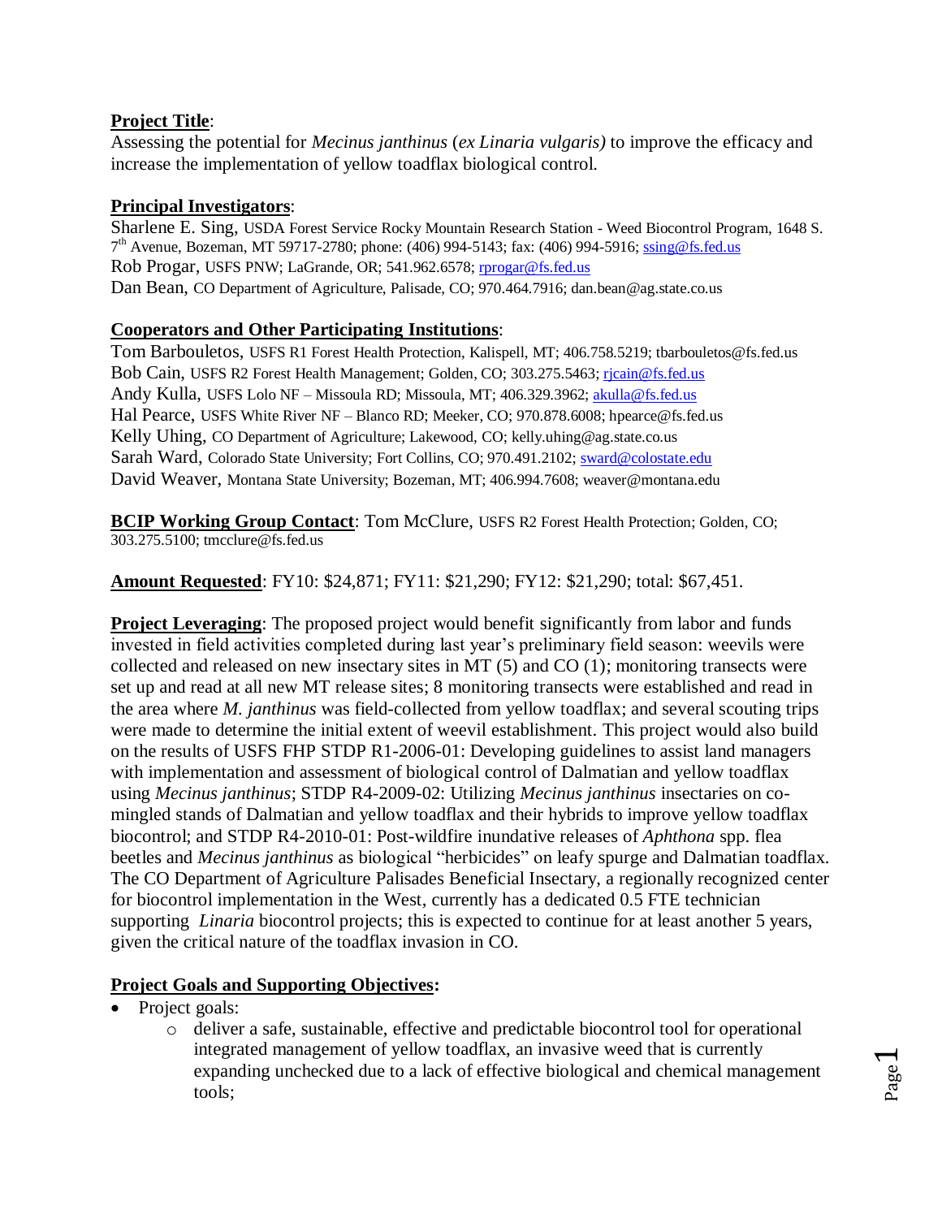**Project Title**:
Assessing the potential for *Mecinus janthinus* (*ex Linaria vulgaris)* to improve the efficacy and increase the implementation of yellow toadflax biological control.

**Principal Investigators**:
Sharlene E. Sing, USDA Forest Service Rocky Mountain Research Station - Weed Biocontrol Program, 1648 S. 7th Avenue, Bozeman, MT 59717-2780; phone: (406) 994-5143; fax: (406) 994-5916; ssing@fs.fed.us
Rob Progar, USFS PNW; LaGrande, OR; 541.962.6578; rprogar@fs.fed.us
Dan Bean, CO Department of Agriculture, Palisade, CO; 970.464.7916; dan.bean@ag.state.co.us

**Cooperators and Other Participating Institutions**:
Tom Barbouletos, USFS R1 Forest Health Protection, Kalispell, MT; 406.758.5219; tbarbouletos@fs.fed.us
Bob Cain, USFS R2 Forest Health Management; Golden, CO; 303.275.5463; rjcain@fs.fed.us
Andy Kulla, USFS Lolo NF – Missoula RD; Missoula, MT; 406.329.3962; akulla@fs.fed.us
Hal Pearce, USFS White River NF – Blanco RD; Meeker, CO; 970.878.6008; hpearce@fs.fed.us
Kelly Uhing, CO Department of Agriculture; Lakewood, CO; kelly.uhing@ag.state.co.us
Sarah Ward, Colorado State University; Fort Collins, CO; 970.491.2102; sward@colostate.edu
David Weaver, Montana State University; Bozeman, MT; 406.994.7608; weaver@montana.edu

**BCIP Working Group Contact**: Tom McClure, USFS R2 Forest Health Protection; Golden, CO; 303.275.5100; tmcclure@fs.fed.us

**Amount Requested**: FY10: $24,871; FY11: $21,290; FY12: $21,290; total: $67,451.

**Project Leveraging**: The proposed project would benefit significantly from labor and funds invested in field activities completed during last year's preliminary field season: weevils were collected and released on new insectary sites in MT (5) and CO (1); monitoring transects were set up and read at all new MT release sites; 8 monitoring transects were established and read in the area where *M. janthinus* was field-collected from yellow toadflax; and several scouting trips were made to determine the initial extent of weevil establishment. This project would also build on the results of USFS FHP STDP R1-2006-01: Developing guidelines to assist land managers with implementation and assessment of biological control of Dalmatian and yellow toadflax using *Mecinus janthinus*; STDP R4-2009-02: Utilizing *Mecinus janthinus* insectaries on co-mingled stands of Dalmatian and yellow toadflax and their hybrids to improve yellow toadflax biocontrol; and STDP R4-2010-01: Post-wildfire inundative releases of *Aphthona* spp. flea beetles and *Mecinus janthinus* as biological "herbicides" on leafy spurge and Dalmatian toadflax. The CO Department of Agriculture Palisades Beneficial Insectary, a regionally recognized center for biocontrol implementation in the West, currently has a dedicated 0.5 FTE technician supporting *Linaria* biocontrol projects; this is expected to continue for at least another 5 years, given the critical nature of the toadflax invasion in CO.

**Project Goals and Supporting Objectives:**

- Project goals:
  - deliver a safe, sustainable, effective and predictable biocontrol tool for operational integrated management of yellow toadflax, an invasive weed that is currently expanding unchecked due to a lack of effective biological and chemical management tools;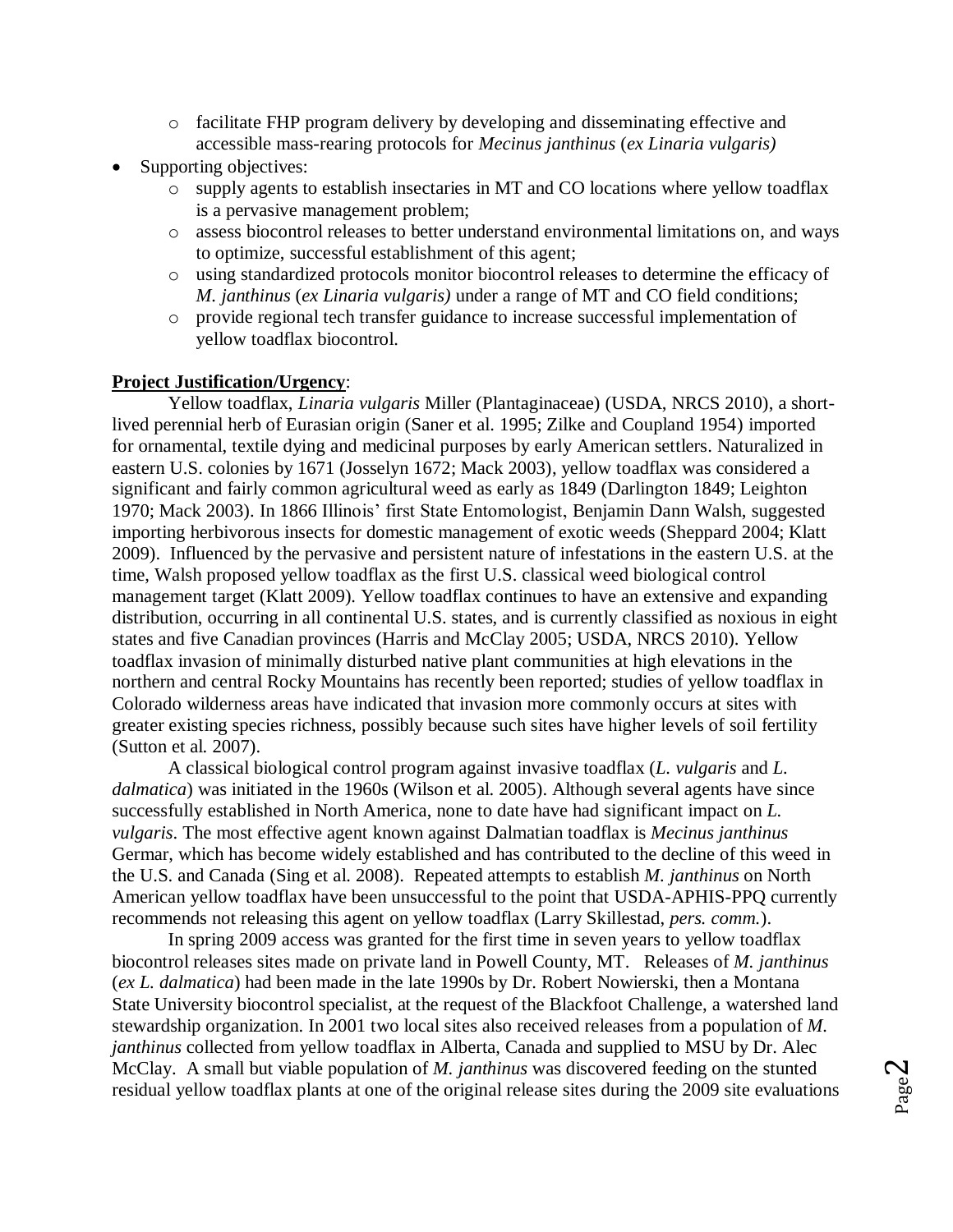- facilitate FHP program delivery by developing and disseminating effective and accessible mass-rearing protocols for *Mecinus janthinus* (*ex Linaria vulgaris)*
- Supporting objectives:
    - supply agents to establish insectaries in MT and CO locations where yellow toadflax is a pervasive management problem;
    - assess biocontrol releases to better understand environmental limitations on, and ways to optimize, successful establishment of this agent;
    - using standardized protocols monitor biocontrol releases to determine the efficacy of *M. janthinus* (*ex Linaria vulgaris)* under a range of MT and CO field conditions;
    - provide regional tech transfer guidance to increase successful implementation of yellow toadflax biocontrol.

**Project Justification/Urgency**:

Yellow toadflax, *Linaria vulgaris* Miller (Plantaginaceae) (USDA, NRCS 2010), a short-lived perennial herb of Eurasian origin (Saner et al. 1995; Zilke and Coupland 1954) imported for ornamental, textile dying and medicinal purposes by early American settlers. Naturalized in eastern U.S. colonies by 1671 (Josselyn 1672; Mack 2003), yellow toadflax was considered a significant and fairly common agricultural weed as early as 1849 (Darlington 1849; Leighton 1970; Mack 2003). In 1866 Illinois' first State Entomologist, Benjamin Dann Walsh, suggested importing herbivorous insects for domestic management of exotic weeds (Sheppard 2004; Klatt 2009). Influenced by the pervasive and persistent nature of infestations in the eastern U.S. at the time, Walsh proposed yellow toadflax as the first U.S. classical weed biological control management target (Klatt 2009). Yellow toadflax continues to have an extensive and expanding distribution, occurring in all continental U.S. states, and is currently classified as noxious in eight states and five Canadian provinces (Harris and McClay 2005; USDA, NRCS 2010). Yellow toadflax invasion of minimally disturbed native plant communities at high elevations in the northern and central Rocky Mountains has recently been reported; studies of yellow toadflax in Colorado wilderness areas have indicated that invasion more commonly occurs at sites with greater existing species richness, possibly because such sites have higher levels of soil fertility (Sutton et al. 2007).

A classical biological control program against invasive toadflax (*L. vulgaris* and *L. dalmatica*) was initiated in the 1960s (Wilson et al. 2005). Although several agents have since successfully established in North America, none to date have had significant impact on *L. vulgaris*. The most effective agent known against Dalmatian toadflax is *Mecinus janthinus* Germar, which has become widely established and has contributed to the decline of this weed in the U.S. and Canada (Sing et al. 2008). Repeated attempts to establish *M. janthinus* on North American yellow toadflax have been unsuccessful to the point that USDA-APHIS-PPQ currently recommends not releasing this agent on yellow toadflax (Larry Skillestad, *pers. comm.*).

In spring 2009 access was granted for the first time in seven years to yellow toadflax biocontrol releases sites made on private land in Powell County, MT. Releases of *M. janthinus* (*ex L. dalmatica*) had been made in the late 1990s by Dr. Robert Nowierski, then a Montana State University biocontrol specialist, at the request of the Blackfoot Challenge, a watershed land stewardship organization. In 2001 two local sites also received releases from a population of *M. janthinus* collected from yellow toadflax in Alberta, Canada and supplied to MSU by Dr. Alec McClay. A small but viable population of *M. janthinus* was discovered feeding on the stunted residual yellow toadflax plants at one of the original release sites during the 2009 site evaluations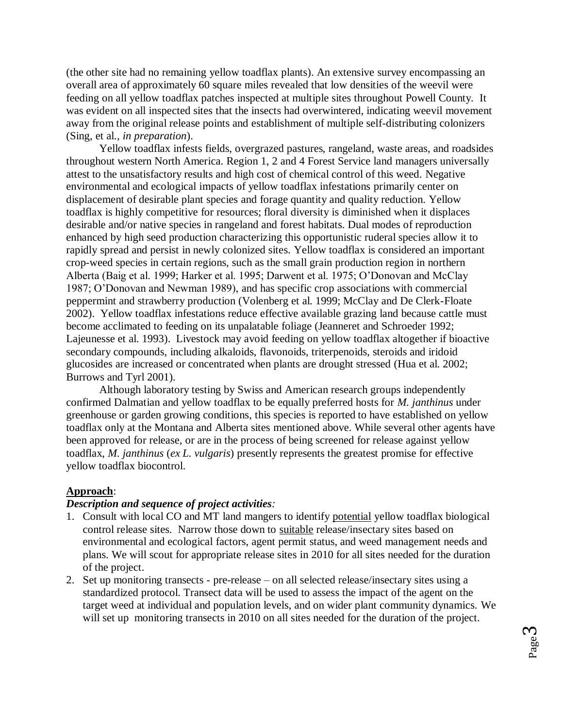(the other site had no remaining yellow toadflax plants). An extensive survey encompassing an overall area of approximately 60 square miles revealed that low densities of the weevil were feeding on all yellow toadflax patches inspected at multiple sites throughout Powell County. It was evident on all inspected sites that the insects had overwintered, indicating weevil movement away from the original release points and establishment of multiple self-distributing colonizers (Sing, et al., *in preparation*).

Yellow toadflax infests fields, overgrazed pastures, rangeland, waste areas, and roadsides throughout western North America. Region 1, 2 and 4 Forest Service land managers universally attest to the unsatisfactory results and high cost of chemical control of this weed. Negative environmental and ecological impacts of yellow toadflax infestations primarily center on displacement of desirable plant species and forage quantity and quality reduction. Yellow toadflax is highly competitive for resources; floral diversity is diminished when it displaces desirable and/or native species in rangeland and forest habitats. Dual modes of reproduction enhanced by high seed production characterizing this opportunistic ruderal species allow it to rapidly spread and persist in newly colonized sites. Yellow toadflax is considered an important crop-weed species in certain regions, such as the small grain production region in northern Alberta (Baig et al. 1999; Harker et al. 1995; Darwent et al. 1975; O'Donovan and McClay 1987; O'Donovan and Newman 1989), and has specific crop associations with commercial peppermint and strawberry production (Volenberg et al. 1999; McClay and De Clerk-Floate 2002). Yellow toadflax infestations reduce effective available grazing land because cattle must become acclimated to feeding on its unpalatable foliage (Jeanneret and Schroeder 1992; Lajeunesse et al. 1993). Livestock may avoid feeding on yellow toadflax altogether if bioactive secondary compounds, including alkaloids, flavonoids, triterpenoids, steroids and iridoid glucosides are increased or concentrated when plants are drought stressed (Hua et al. 2002; Burrows and Tyrl 2001).

Although laboratory testing by Swiss and American research groups independently confirmed Dalmatian and yellow toadflax to be equally preferred hosts for *M. janthinus* under greenhouse or garden growing conditions, this species is reported to have established on yellow toadflax only at the Montana and Alberta sites mentioned above. While several other agents have been approved for release, or are in the process of being screened for release against yellow toadflax, *M. janthinus* (*ex L. vulgaris*) presently represents the greatest promise for effective yellow toadflax biocontrol.

**Approach**:

***Description and sequence of project activities:***

1. Consult with local CO and MT land mangers to identify potential yellow toadflax biological control release sites. Narrow those down to suitable release/insectary sites based on environmental and ecological factors, agent permit status, and weed management needs and plans. We will scout for appropriate release sites in 2010 for all sites needed for the duration of the project.
2. Set up monitoring transects - pre-release – on all selected release/insectary sites using a standardized protocol. Transect data will be used to assess the impact of the agent on the target weed at individual and population levels, and on wider plant community dynamics. We will set up monitoring transects in 2010 on all sites needed for the duration of the project.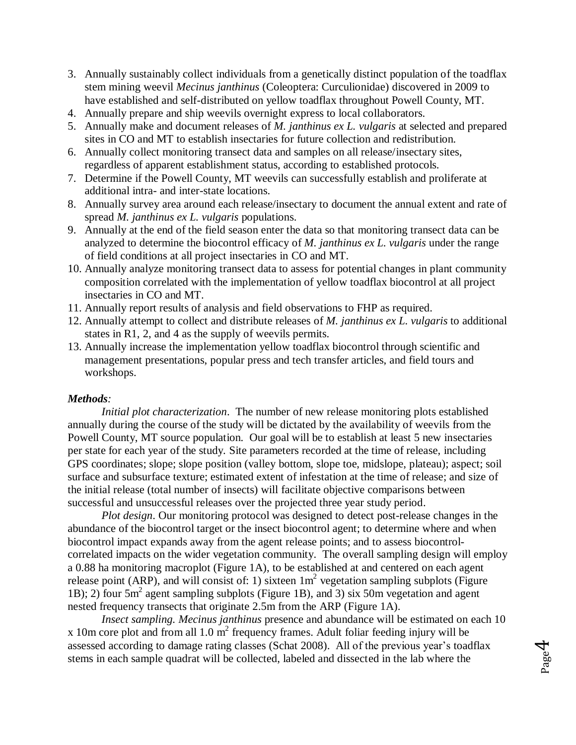3. Annually sustainably collect individuals from a genetically distinct population of the toadflax stem mining weevil *Mecinus janthinus* (Coleoptera: Curculionidae) discovered in 2009 to have established and self-distributed on yellow toadflax throughout Powell County, MT.
4. Annually prepare and ship weevils overnight express to local collaborators.
5. Annually make and document releases of *M. janthinus ex L. vulgaris* at selected and prepared sites in CO and MT to establish insectaries for future collection and redistribution.
6. Annually collect monitoring transect data and samples on all release/insectary sites, regardless of apparent establishment status, according to established protocols.
7. Determine if the Powell County, MT weevils can successfully establish and proliferate at additional intra- and inter-state locations.
8. Annually survey area around each release/insectary to document the annual extent and rate of spread *M. janthinus ex L. vulgaris* populations.
9. Annually at the end of the field season enter the data so that monitoring transect data can be analyzed to determine the biocontrol efficacy of *M. janthinus ex L. vulgaris* under the range of field conditions at all project insectaries in CO and MT.
10. Annually analyze monitoring transect data to assess for potential changes in plant community composition correlated with the implementation of yellow toadflax biocontrol at all project insectaries in CO and MT.
11. Annually report results of analysis and field observations to FHP as required.
12. Annually attempt to collect and distribute releases of *M. janthinus ex L. vulgaris* to additional states in R1, 2, and 4 as the supply of weevils permits.
13. Annually increase the implementation yellow toadflax biocontrol through scientific and management presentations, popular press and tech transfer articles, and field tours and workshops.

***Methods:***

*Initial plot characterization*. The number of new release monitoring plots established annually during the course of the study will be dictated by the availability of weevils from the Powell County, MT source population. Our goal will be to establish at least 5 new insectaries per state for each year of the study. Site parameters recorded at the time of release, including GPS coordinates; slope; slope position (valley bottom, slope toe, midslope, plateau); aspect; soil surface and subsurface texture; estimated extent of infestation at the time of release; and size of the initial release (total number of insects) will facilitate objective comparisons between successful and unsuccessful releases over the projected three year study period.

*Plot design*. Our monitoring protocol was designed to detect post-release changes in the abundance of the biocontrol target or the insect biocontrol agent; to determine where and when biocontrol impact expands away from the agent release points; and to assess biocontrol-correlated impacts on the wider vegetation community. The overall sampling design will employ a 0.88 ha monitoring macroplot (Figure 1A), to be established at and centered on each agent release point (ARP), and will consist of: 1) sixteen $1m^2$ vegetation sampling subplots (Figure 1B); 2) four $5m^2$ agent sampling subplots (Figure 1B), and 3) six 50m vegetation and agent nested frequency transects that originate 2.5m from the ARP (Figure 1A).

*Insect sampling. Mecinus janthinus* presence and abundance will be estimated on each 10 x 10m core plot and from all 1.0 $m^2$ frequency frames. Adult foliar feeding injury will be assessed according to damage rating classes (Schat 2008). All of the previous year's toadflax stems in each sample quadrat will be collected, labeled and dissected in the lab where the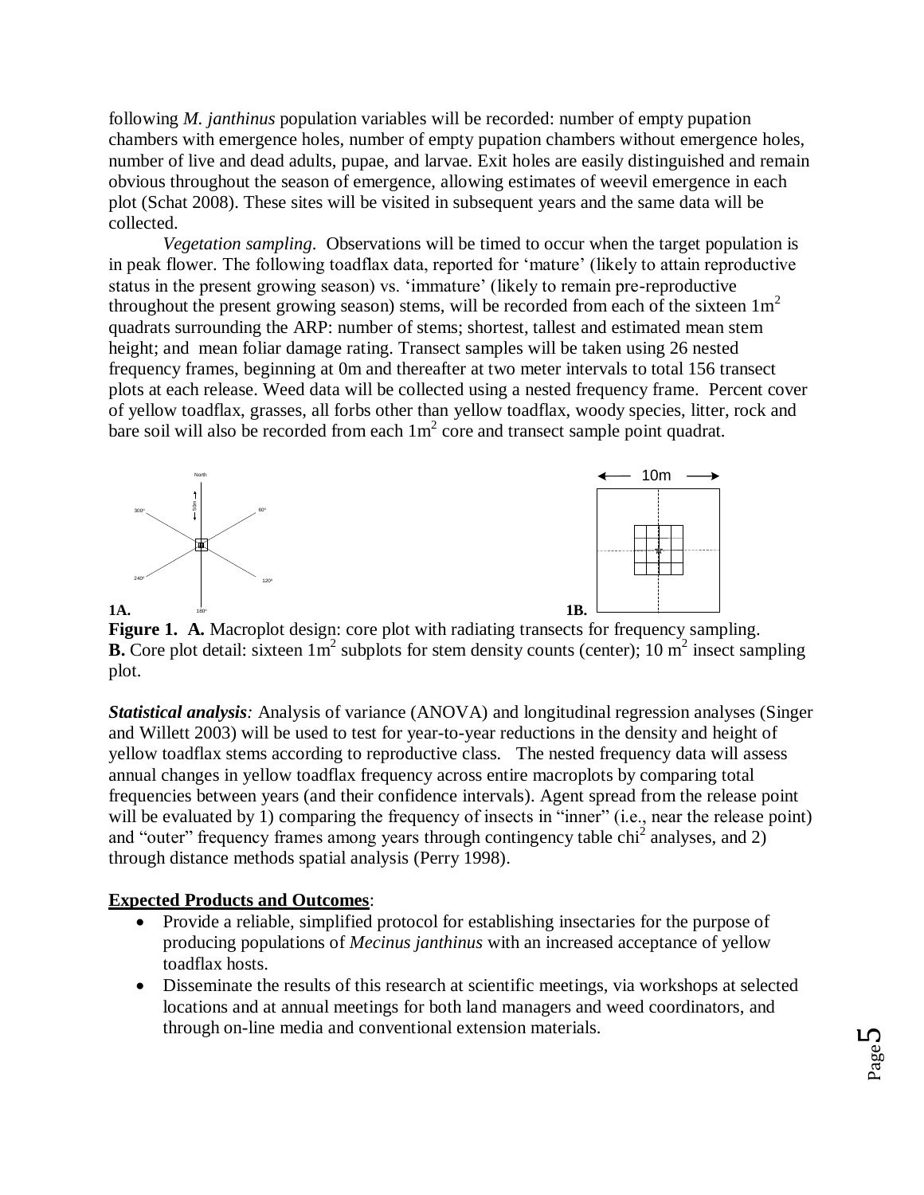following *M. janthinus* population variables will be recorded: number of empty pupation chambers with emergence holes, number of empty pupation chambers without emergence holes, number of live and dead adults, pupae, and larvae. Exit holes are easily distinguished and remain obvious throughout the season of emergence, allowing estimates of weevil emergence in each plot (Schat 2008). These sites will be visited in subsequent years and the same data will be collected.

*Vegetation sampling*. Observations will be timed to occur when the target population is in peak flower. The following toadflax data, reported for 'mature' (likely to attain reproductive status in the present growing season) vs. 'immature' (likely to remain pre-reproductive throughout the present growing season) stems, will be recorded from each of the sixteen $1m^2$ quadrats surrounding the ARP: number of stems; shortest, tallest and estimated mean stem height; and mean foliar damage rating. Transect samples will be taken using 26 nested frequency frames, beginning at 0m and thereafter at two meter intervals to total 156 transect plots at each release. Weed data will be collected using a nested frequency frame. Percent cover of yellow toadflax, grasses, all forbs other than yellow toadflax, woody species, litter, rock and bare soil will also be recorded from each $1m^2$ core and transect sample point quadrat.

**1A.** North, 50m, 300°, 60°, 240°, 120°, 180°

**1B.** 10m

**Figure 1. A.** Macroplot design: core plot with radiating transects for frequency sampling. **B.** Core plot detail: sixteen $1m^2$ subplots for stem density counts (center); 10 $m^2$ insect sampling plot.

***Statistical analysis**:* Analysis of variance (ANOVA) and longitudinal regression analyses (Singer and Willett 2003) will be used to test for year-to-year reductions in the density and height of yellow toadflax stems according to reproductive class. The nested frequency data will assess annual changes in yellow toadflax frequency across entire macroplots by comparing total frequencies between years (and their confidence intervals). Agent spread from the release point will be evaluated by 1) comparing the frequency of insects in "inner" (i.e., near the release point) and "outer" frequency frames among years through contingency table $chi^2$ analyses, and 2) through distance methods spatial analysis (Perry 1998).

**Expected Products and Outcomes**:

- Provide a reliable, simplified protocol for establishing insectaries for the purpose of producing populations of *Mecinus janthinus* with an increased acceptance of yellow toadflax hosts.
- Disseminate the results of this research at scientific meetings, via workshops at selected locations and at annual meetings for both land managers and weed coordinators, and through on-line media and conventional extension materials.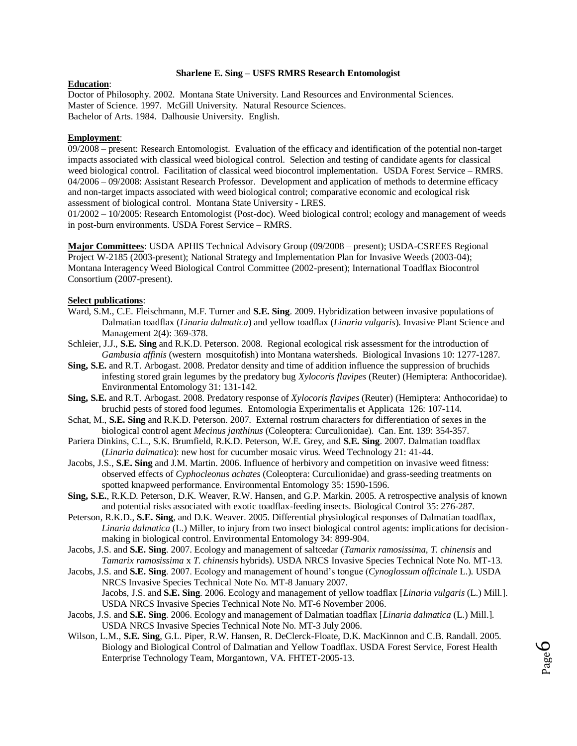**Sharlene E. Sing – USFS RMRS Research Entomologist**

**Education**:

Doctor of Philosophy. 2002. Montana State University. Land Resources and Environmental Sciences.
Master of Science. 1997. McGill University. Natural Resource Sciences.
Bachelor of Arts. 1984. Dalhousie University. English.

**Employment**:

09/2008 – present: Research Entomologist. Evaluation of the efficacy and identification of the potential non-target impacts associated with classical weed biological control. Selection and testing of candidate agents for classical weed biological control. Facilitation of classical weed biocontrol implementation. USDA Forest Service – RMRS.
04/2006 – 09/2008: Assistant Research Professor. Development and application of methods to determine efficacy and non-target impacts associated with weed biological control; comparative economic and ecological risk assessment of biological control. Montana State University - LRES.
01/2002 – 10/2005: Research Entomologist (Post-doc). Weed biological control; ecology and management of weeds in post-burn environments. USDA Forest Service – RMRS.

**Major Committees**: USDA APHIS Technical Advisory Group (09/2008 – present); USDA-CSREES Regional Project W-2185 (2003-present); National Strategy and Implementation Plan for Invasive Weeds (2003-04); Montana Interagency Weed Biological Control Committee (2002-present); International Toadflax Biocontrol Consortium (2007-present).

**Select publications**:

Ward, S.M., C.E. Fleischmann, M.F. Turner and **S.E. Sing**. 2009. Hybridization between invasive populations of Dalmatian toadflax (*Linaria dalmatica*) and yellow toadflax (*Linaria vulgaris*). Invasive Plant Science and Management 2(4): 369-378.

Schleier, J.J., **S.E. Sing** and R.K.D. Peterson. 2008. Regional ecological risk assessment for the introduction of *Gambusia affinis* (western mosquitofish) into Montana watersheds. Biological Invasions 10: 1277-1287.

**Sing, S.E.** and R.T. Arbogast. 2008. Predator density and time of addition influence the suppression of bruchids infesting stored grain legumes by the predatory bug *Xylocoris flavipes* (Reuter) (Hemiptera: Anthocoridae). Environmental Entomology 31: 131-142.

**Sing, S.E.** and R.T. Arbogast. 2008. Predatory response of *Xylocoris flavipes* (Reuter) (Hemiptera: Anthocoridae) to bruchid pests of stored food legumes. Entomologia Experimentalis et Applicata 126: 107-114.

Schat, M., **S.E. Sing** and R.K.D. Peterson. 2007. External rostrum characters for differentiation of sexes in the biological control agent *Mecinus janthinus* (Coleoptera: Curculionidae). Can. Ent. 139: 354-357.

Pariera Dinkins, C.L., S.K. Brumfield, R.K.D. Peterson, W.E. Grey, and **S.E. Sing**. 2007. Dalmatian toadflax (*Linaria dalmatica*): new host for cucumber mosaic virus. Weed Technology 21: 41-44.

Jacobs, J.S., **S.E. Sing** and J.M. Martin. 2006. Influence of herbivory and competition on invasive weed fitness: observed effects of *Cyphocleonus achates* (Coleoptera: Curculionidae) and grass-seeding treatments on spotted knapweed performance. Environmental Entomology 35: 1590-1596.

**Sing, S.E.**, R.K.D. Peterson, D.K. Weaver, R.W. Hansen, and G.P. Markin. 2005. A retrospective analysis of known and potential risks associated with exotic toadflax-feeding insects. Biological Control 35: 276-287.

Peterson, R.K.D., **S.E. Sing**, and D.K. Weaver. 2005. Differential physiological responses of Dalmatian toadflax, *Linaria dalmatica* (L.) Miller, to injury from two insect biological control agents: implications for decision-making in biological control. Environmental Entomology 34: 899-904.

Jacobs, J.S. and **S.E. Sing**. 2007. Ecology and management of saltcedar (*Tamarix ramosissima*, *T. chinensis* and *Tamarix ramosissima* x *T. chinensis* hybrids). USDA NRCS Invasive Species Technical Note No. MT-13.

Jacobs, J.S. and **S.E. Sing**. 2007. Ecology and management of hound's tongue (*Cynoglossum officinale* L.). USDA NRCS Invasive Species Technical Note No. MT-8 January 2007.
Jacobs, J.S. and **S.E. Sing**. 2006. Ecology and management of yellow toadflax [*Linaria vulgaris* (L.) Mill.]. USDA NRCS Invasive Species Technical Note No. MT-6 November 2006.

Jacobs, J.S. and **S.E. Sing**. 2006. Ecology and management of Dalmatian toadflax [*Linaria dalmatica* (L.) Mill.]. USDA NRCS Invasive Species Technical Note No. MT-3 July 2006.

Wilson, L.M., **S.E. Sing**, G.L. Piper, R.W. Hansen, R. DeClerck-Floate, D.K. MacKinnon and C.B. Randall. 2005. Biology and Biological Control of Dalmatian and Yellow Toadflax. USDA Forest Service, Forest Health Enterprise Technology Team, Morgantown, VA. FHTET-2005-13.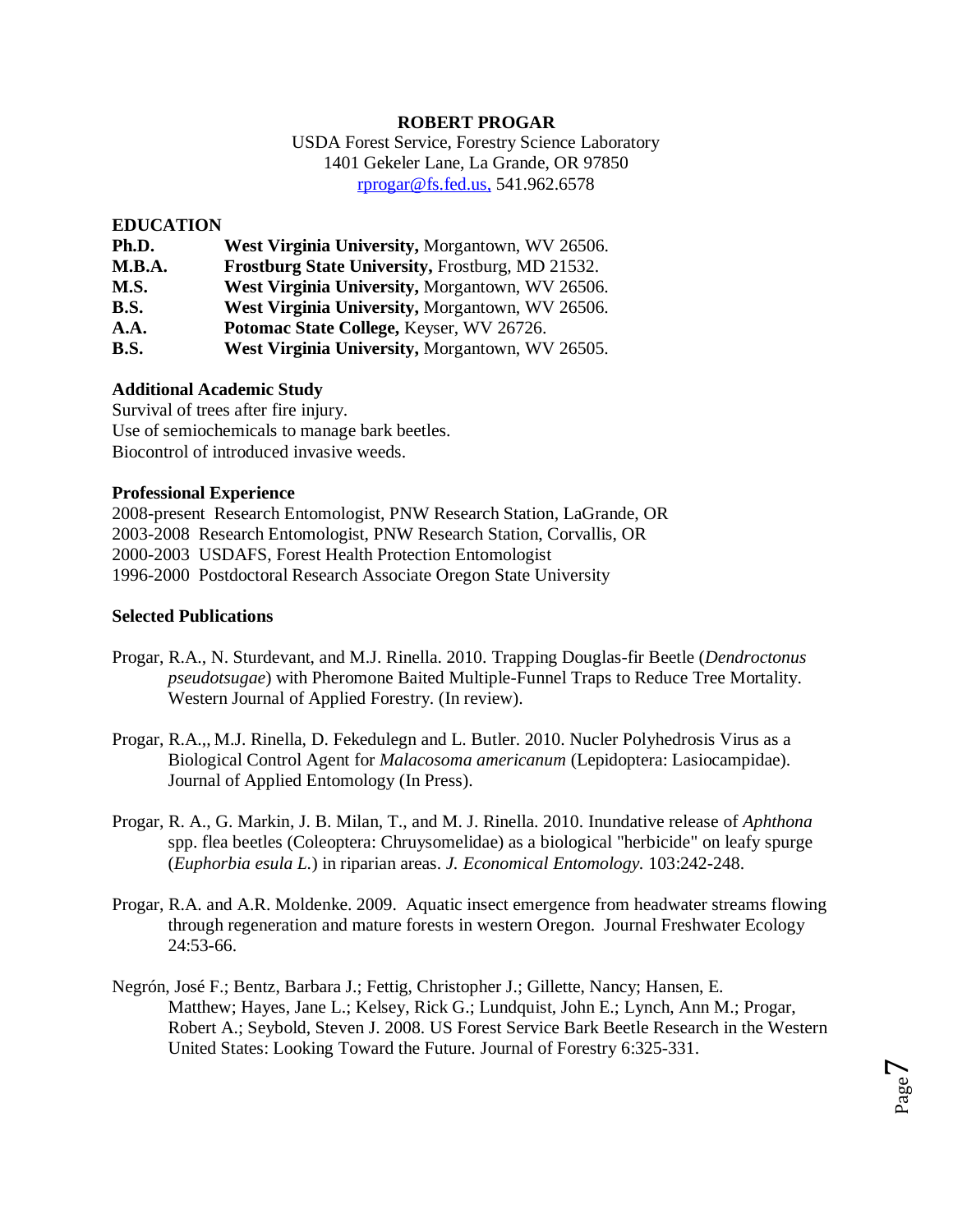**ROBERT PROGAR**

USDA Forest Service, Forestry Science Laboratory
1401 Gekeler Lane, La Grande, OR 97850
rprogar@fs.fed.us, 541.962.6578

**EDUCATION**

**Ph.D.** **West Virginia University,** Morgantown, WV 26506.
**M.B.A.** **Frostburg State University,** Frostburg, MD 21532.
**M.S.** **West Virginia University,** Morgantown, WV 26506.
**B.S.** **West Virginia University,** Morgantown, WV 26506.
**A.A.** **Potomac State College,** Keyser, WV 26726.
**B.S.** **West Virginia University,** Morgantown, WV 26505.

**Additional Academic Study**

Survival of trees after fire injury.
Use of semiochemicals to manage bark beetles.
Biocontrol of introduced invasive weeds.

**Professional Experience**

2008-present Research Entomologist, PNW Research Station, LaGrande, OR
2003-2008 Research Entomologist, PNW Research Station, Corvallis, OR
2000-2003 USDAFS, Forest Health Protection Entomologist
1996-2000 Postdoctoral Research Associate Oregon State University

**Selected Publications**

Progar, R.A., N. Sturdevant, and M.J. Rinella. 2010. Trapping Douglas-fir Beetle (*Dendroctonus pseudotsugae*) with Pheromone Baited Multiple-Funnel Traps to Reduce Tree Mortality. Western Journal of Applied Forestry. (In review).

Progar, R.A.,, M.J. Rinella, D. Fekedulegn and L. Butler. 2010. Nucler Polyhedrosis Virus as a Biological Control Agent for *Malacosoma americanum* (Lepidoptera: Lasiocampidae). Journal of Applied Entomology (In Press).

Progar, R. A., G. Markin, J. B. Milan, T., and M. J. Rinella. 2010. Inundative release of *Aphthona* spp. flea beetles (Coleoptera: Chruysomelidae) as a biological "herbicide" on leafy spurge (*Euphorbia esula L.*) in riparian areas. *J. Economical Entomology.* 103:242-248.

Progar, R.A. and A.R. Moldenke. 2009. Aquatic insect emergence from headwater streams flowing through regeneration and mature forests in western Oregon. Journal Freshwater Ecology 24:53-66.

Negrón, José F.; Bentz, Barbara J.; Fettig, Christopher J.; Gillette, Nancy; Hansen, E. Matthew; Hayes, Jane L.; Kelsey, Rick G.; Lundquist, John E.; Lynch, Ann M.; Progar, Robert A.; Seybold, Steven J. 2008. US Forest Service Bark Beetle Research in the Western United States: Looking Toward the Future. Journal of Forestry 6:325-331.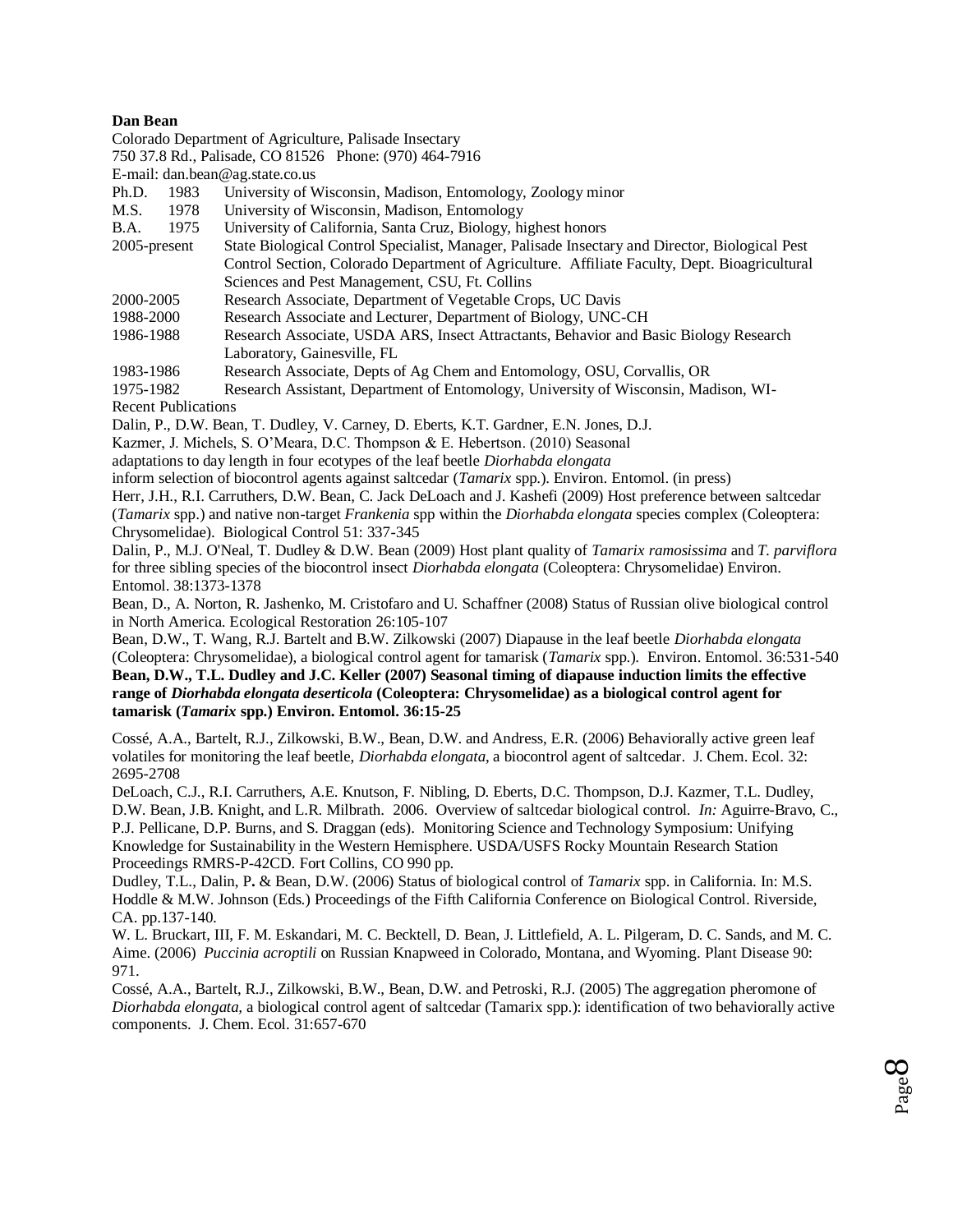**Dan Bean**

Colorado Department of Agriculture, Palisade Insectary
750 37.8 Rd., Palisade, CO 81526 Phone: (970) 464-7916
E-mail: dan.bean@ag.state.co.us

Ph.D. 1983 University of Wisconsin, Madison, Entomology, Zoology minor
M.S. 1978 University of Wisconsin, Madison, Entomology
B.A. 1975 University of California, Santa Cruz, Biology, highest honors

2005-present State Biological Control Specialist, Manager, Palisade Insectary and Director, Biological Pest Control Section, Colorado Department of Agriculture. Affiliate Faculty, Dept. Bioagricultural Sciences and Pest Management, CSU, Ft. Collins
2000-2005 Research Associate, Department of Vegetable Crops, UC Davis
1988-2000 Research Associate and Lecturer, Department of Biology, UNC-CH
1986-1988 Research Associate, USDA ARS, Insect Attractants, Behavior and Basic Biology Research Laboratory, Gainesville, FL
1983-1986 Research Associate, Depts of Ag Chem and Entomology, OSU, Corvallis, OR
1975-1982 Research Assistant, Department of Entomology, University of Wisconsin, Madison, WI-

Recent Publications

Dalin, P., D.W. Bean, T. Dudley, V. Carney, D. Eberts, K.T. Gardner, E.N. Jones, D.J. Kazmer, J. Michels, S. O'Meara, D.C. Thompson & E. Hebertson. (2010) Seasonal adaptations to day length in four ecotypes of the leaf beetle *Diorhabda elongata* inform selection of biocontrol agents against saltcedar (*Tamarix* spp.). Environ. Entomol. (in press)

Herr, J.H., R.I. Carruthers, D.W. Bean, C. Jack DeLoach and J. Kashefi (2009) Host preference between saltcedar (*Tamarix* spp.) and native non-target *Frankenia* spp within the *Diorhabda elongata* species complex (Coleoptera: Chrysomelidae). Biological Control 51: 337-345

Dalin, P., M.J. O'Neal, T. Dudley & D.W. Bean (2009) Host plant quality of *Tamarix ramosissima* and *T. parviflora* for three sibling species of the biocontrol insect *Diorhabda elongata* (Coleoptera: Chrysomelidae) Environ. Entomol. 38:1373-1378

Bean, D., A. Norton, R. Jashenko, M. Cristofaro and U. Schaffner (2008) Status of Russian olive biological control in North America. Ecological Restoration 26:105-107

Bean, D.W., T. Wang, R.J. Bartelt and B.W. Zilkowski (2007) Diapause in the leaf beetle *Diorhabda elongata* (Coleoptera: Chrysomelidae), a biological control agent for tamarisk (*Tamarix* spp.). Environ. Entomol. 36:531-540

**Bean, D.W., T.L. Dudley and J.C. Keller (2007) Seasonal timing of diapause induction limits the effective range of *Diorhabda elongata deserticola* (Coleoptera: Chrysomelidae) as a biological control agent for tamarisk (*Tamarix* spp.) Environ. Entomol. 36:15-25**

Cossé, A.A., Bartelt, R.J., Zilkowski, B.W., Bean, D.W. and Andress, E.R. (2006) Behaviorally active green leaf volatiles for monitoring the leaf beetle, *Diorhabda elongata*, a biocontrol agent of saltcedar. J. Chem. Ecol. 32: 2695-2708

DeLoach, C.J., R.I. Carruthers, A.E. Knutson, F. Nibling, D. Eberts, D.C. Thompson, D.J. Kazmer, T.L. Dudley, D.W. Bean, J.B. Knight, and L.R. Milbrath. 2006. Overview of saltcedar biological control. *In:* Aguirre-Bravo, C., P.J. Pellicane, D.P. Burns, and S. Draggan (eds). Monitoring Science and Technology Symposium: Unifying Knowledge for Sustainability in the Western Hemisphere. USDA/USFS Rocky Mountain Research Station Proceedings RMRS-P-42CD. Fort Collins, CO 990 pp.

Dudley, T.L., Dalin, P. & Bean, D.W. (2006) Status of biological control of *Tamarix* spp. in California. In: M.S. Hoddle & M.W. Johnson (Eds.) Proceedings of the Fifth California Conference on Biological Control. Riverside, CA. pp.137-140.

W. L. Bruckart, III, F. M. Eskandari, M. C. Becktell, D. Bean, J. Littlefield, A. L. Pilgeram, D. C. Sands, and M. C. Aime. (2006) *Puccinia acroptili* on Russian Knapweed in Colorado, Montana, and Wyoming. Plant Disease 90: 971.

Cossé, A.A., Bartelt, R.J., Zilkowski, B.W., Bean, D.W. and Petroski, R.J. (2005) The aggregation pheromone of *Diorhabda elongata*, a biological control agent of saltcedar (Tamarix spp.): identification of two behaviorally active components. J. Chem. Ecol. 31:657-670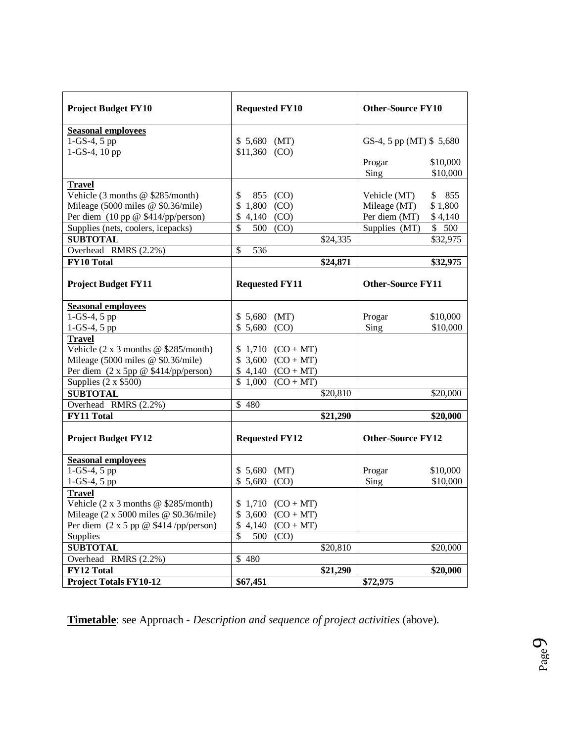| Project Budget FY10 | Requested FY10 | Other-Source FY10 |
|---|---|---|
| **Seasonal employees** | | |
| 1-GS-4, 5 pp | $ 5,680 (MT) | GS-4, 5 pp (MT) $ 5,680 |
| 1-GS-4, 10 pp | $11,360 (CO) | Progar $10,000<br>Sing $10,000 |
| **Travel** | | |
| Vehicle (3 months @ $285/month) | $ 855 (CO) | Vehicle (MT) $ 855 |
| Mileage (5000 miles @ $0.36/mile) | $ 1,800 (CO) | Mileage (MT) $ 1,800 |
| Per diem (10 pp @ $414/pp/person) | $ 4,140 (CO) | Per diem (MT) $ 4,140 |
| Supplies (nets, coolers, icepacks) | $ 500 (CO) | Supplies (MT) $ 500 |
| **SUBTOTAL** | $24,335 | $32,975 |
| Overhead RMRS (2.2%) | $ 536 | |
| **FY10 Total** | **$24,871** | **$32,975** |
| **Project Budget FY11** | **Requested FY11** | **Other-Source FY11** |
| **Seasonal employees** | | |
| 1-GS-4, 5 pp | $ 5,680 (MT) | Progar $10,000 |
| 1-GS-4, 5 pp | $ 5,680 (CO) | Sing $10,000 |
| **Travel** | | |
| Vehicle (2 x 3 months @ $285/month) | $ 1,710 (CO + MT) | |
| Mileage (5000 miles @ $0.36/mile) | $ 3,600 (CO + MT) | |
| Per diem (2 x 5pp @ $414/pp/person) | $ 4,140 (CO + MT) | |
| Supplies (2 x $500) | $ 1,000 (CO + MT) | |
| **SUBTOTAL** | $20,810 | $20,000 |
| Overhead RMRS (2.2%) | $ 480 | |
| **FY11 Total** | **$21,290** | **$20,000** |
| **Project Budget FY12** | **Requested FY12** | **Other-Source FY12** |
| **Seasonal employees** | | |
| 1-GS-4, 5 pp | $ 5,680 (MT) | Progar $10,000 |
| 1-GS-4, 5 pp | $ 5,680 (CO) | Sing $10,000 |
| **Travel** | | |
| Vehicle (2 x 3 months @ $285/month) | $ 1,710 (CO + MT) | |
| Mileage (2 x 5000 miles @ $0.36/mile) | $ 3,600 (CO + MT) | |
| Per diem (2 x 5 pp @ $414 /pp/person) | $ 4,140 (CO + MT) | |
| Supplies | $ 500 (CO) | |
| **SUBTOTAL** | $20,810 | $20,000 |
| Overhead RMRS (2.2%) | $ 480 | |
| **FY12 Total** | **$21,290** | **$20,000** |
| **Project Totals FY10-12** | **$67,451** | **$72,975** |

**Timetable**: see Approach - *Description and sequence of project activities* (above).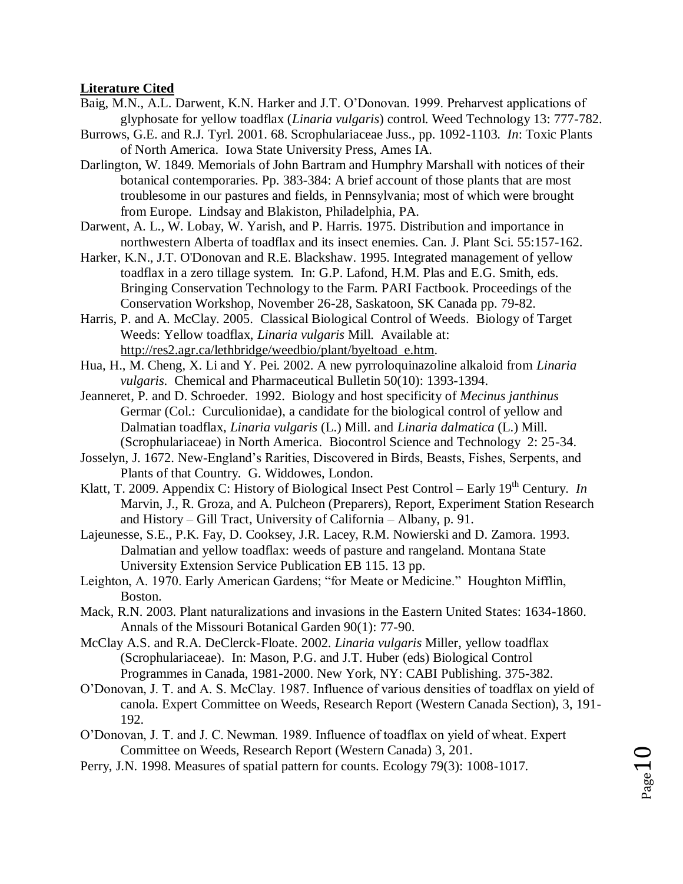## Literature Cited

Baig, M.N., A.L. Darwent, K.N. Harker and J.T. O'Donovan. 1999. Preharvest applications of glyphosate for yellow toadflax (*Linaria vulgaris*) control. Weed Technology 13: 777-782.

Burrows, G.E. and R.J. Tyrl. 2001. 68. Scrophulariaceae Juss., pp. 1092-1103. *In*: Toxic Plants of North America. Iowa State University Press, Ames IA.

Darlington, W. 1849. Memorials of John Bartram and Humphry Marshall with notices of their botanical contemporaries. Pp. 383-384: A brief account of those plants that are most troublesome in our pastures and fields, in Pennsylvania; most of which were brought from Europe. Lindsay and Blakiston, Philadelphia, PA.

Darwent, A. L., W. Lobay, W. Yarish, and P. Harris. 1975. Distribution and importance in northwestern Alberta of toadflax and its insect enemies. Can. J. Plant Sci. 55:157-162.

Harker, K.N., J.T. O'Donovan and R.E. Blackshaw. 1995. Integrated management of yellow toadflax in a zero tillage system. In: G.P. Lafond, H.M. Plas and E.G. Smith, eds. Bringing Conservation Technology to the Farm. PARI Factbook. Proceedings of the Conservation Workshop, November 26-28, Saskatoon, SK Canada pp. 79-82.

Harris, P. and A. McClay. 2005. Classical Biological Control of Weeds. Biology of Target Weeds: Yellow toadflax, *Linaria vulgaris* Mill. Available at: http://res2.agr.ca/lethbridge/weedbio/plant/byeltoad_e.htm.

Hua, H., M. Cheng, X. Li and Y. Pei. 2002. A new pyrroloquinazoline alkaloid from *Linaria vulgaris*. Chemical and Pharmaceutical Bulletin 50(10): 1393-1394.

Jeanneret, P. and D. Schroeder. 1992. Biology and host specificity of *Mecinus janthinus* Germar (Col.: Curculionidae), a candidate for the biological control of yellow and Dalmatian toadflax, *Linaria vulgaris* (L.) Mill. and *Linaria dalmatica* (L.) Mill. (Scrophulariaceae) in North America. Biocontrol Science and Technology 2: 25-34.

Josselyn, J. 1672. New-England's Rarities, Discovered in Birds, Beasts, Fishes, Serpents, and Plants of that Country. G. Widdowes, London.

Klatt, T. 2009. Appendix C: History of Biological Insect Pest Control – Early 19th Century. *In* Marvin, J., R. Groza, and A. Pulcheon (Preparers), Report, Experiment Station Research and History – Gill Tract, University of California – Albany, p. 91.

Lajeunesse, S.E., P.K. Fay, D. Cooksey, J.R. Lacey, R.M. Nowierski and D. Zamora. 1993. Dalmatian and yellow toadflax: weeds of pasture and rangeland. Montana State University Extension Service Publication EB 115. 13 pp.

Leighton, A. 1970. Early American Gardens; "for Meate or Medicine." Houghton Mifflin, Boston.

Mack, R.N. 2003. Plant naturalizations and invasions in the Eastern United States: 1634-1860. Annals of the Missouri Botanical Garden 90(1): 77-90.

McClay A.S. and R.A. DeClerck-Floate. 2002. *Linaria vulgaris* Miller, yellow toadflax (Scrophulariaceae). In: Mason, P.G. and J.T. Huber (eds) Biological Control Programmes in Canada, 1981-2000. New York, NY: CABI Publishing. 375-382.

O'Donovan, J. T. and A. S. McClay. 1987. Influence of various densities of toadflax on yield of canola. Expert Committee on Weeds, Research Report (Western Canada Section), 3, 191-192.

O'Donovan, J. T. and J. C. Newman. 1989. Influence of toadflax on yield of wheat. Expert Committee on Weeds, Research Report (Western Canada) 3, 201.

Perry, J.N. 1998. Measures of spatial pattern for counts. Ecology 79(3): 1008-1017.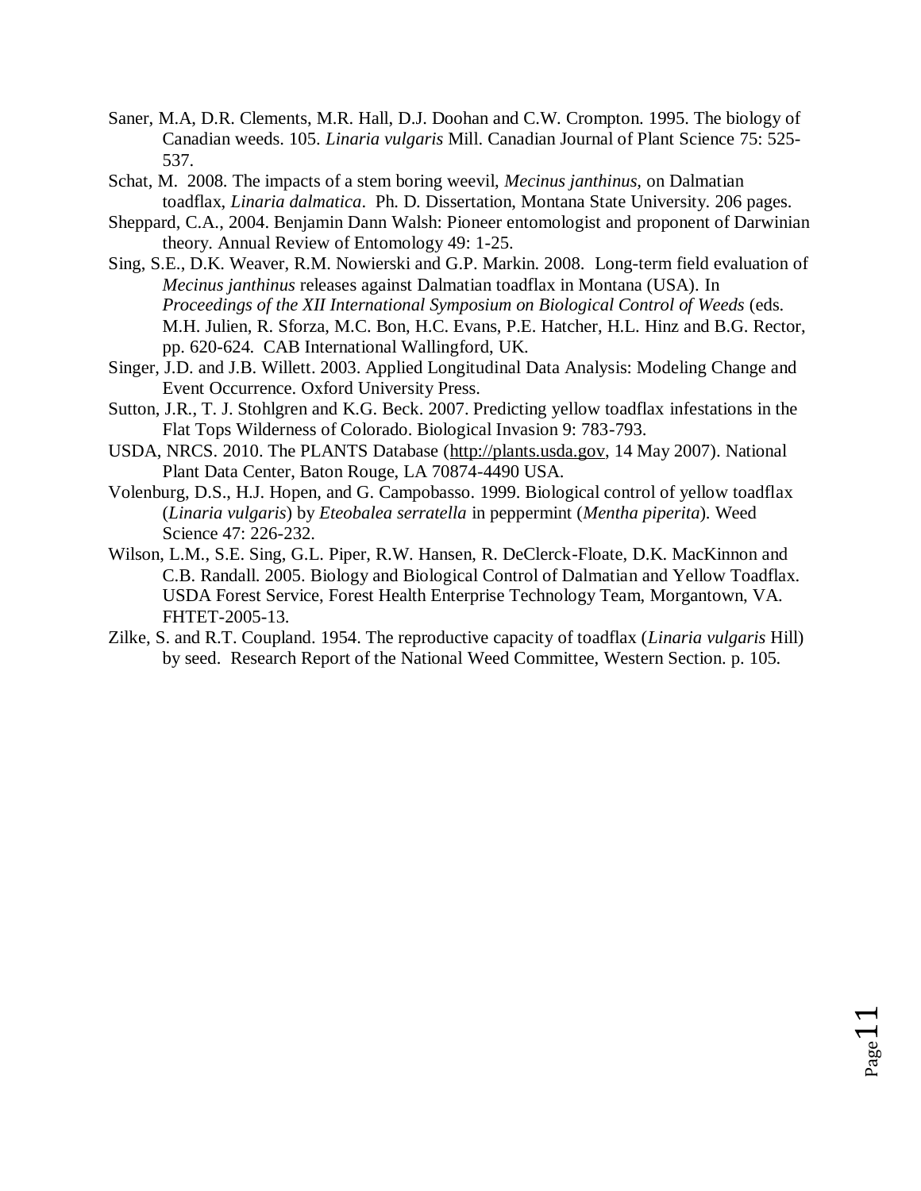Saner, M.A, D.R. Clements, M.R. Hall, D.J. Doohan and C.W. Crompton. 1995. The biology of Canadian weeds. 105. *Linaria vulgaris* Mill. Canadian Journal of Plant Science 75: 525-537.

Schat, M. 2008. The impacts of a stem boring weevil, *Mecinus janthinus,* on Dalmatian toadflax, *Linaria dalmatica*. Ph. D. Dissertation, Montana State University. 206 pages.

Sheppard, C.A., 2004. Benjamin Dann Walsh: Pioneer entomologist and proponent of Darwinian theory. Annual Review of Entomology 49: 1-25.

Sing, S.E., D.K. Weaver, R.M. Nowierski and G.P. Markin. 2008. Long-term field evaluation of *Mecinus janthinus* releases against Dalmatian toadflax in Montana (USA). In *Proceedings of the XII International Symposium on Biological Control of Weeds* (eds. M.H. Julien, R. Sforza, M.C. Bon, H.C. Evans, P.E. Hatcher, H.L. Hinz and B.G. Rector, pp. 620-624. CAB International Wallingford, UK.

Singer, J.D. and J.B. Willett. 2003. Applied Longitudinal Data Analysis: Modeling Change and Event Occurrence. Oxford University Press.

Sutton, J.R., T. J. Stohlgren and K.G. Beck. 2007. Predicting yellow toadflax infestations in the Flat Tops Wilderness of Colorado. Biological Invasion 9: 783-793.

USDA, NRCS. 2010. The PLANTS Database (http://plants.usda.gov, 14 May 2007). National Plant Data Center, Baton Rouge, LA 70874-4490 USA.

Volenburg, D.S., H.J. Hopen, and G. Campobasso. 1999. Biological control of yellow toadflax (*Linaria vulgaris*) by *Eteobalea serratella* in peppermint (*Mentha piperita*). Weed Science 47: 226-232.

Wilson, L.M., S.E. Sing, G.L. Piper, R.W. Hansen, R. DeClerck-Floate, D.K. MacKinnon and C.B. Randall. 2005. Biology and Biological Control of Dalmatian and Yellow Toadflax. USDA Forest Service, Forest Health Enterprise Technology Team, Morgantown, VA. FHTET-2005-13.

Zilke, S. and R.T. Coupland. 1954. The reproductive capacity of toadflax (*Linaria vulgaris* Hill) by seed. Research Report of the National Weed Committee, Western Section. p. 105.